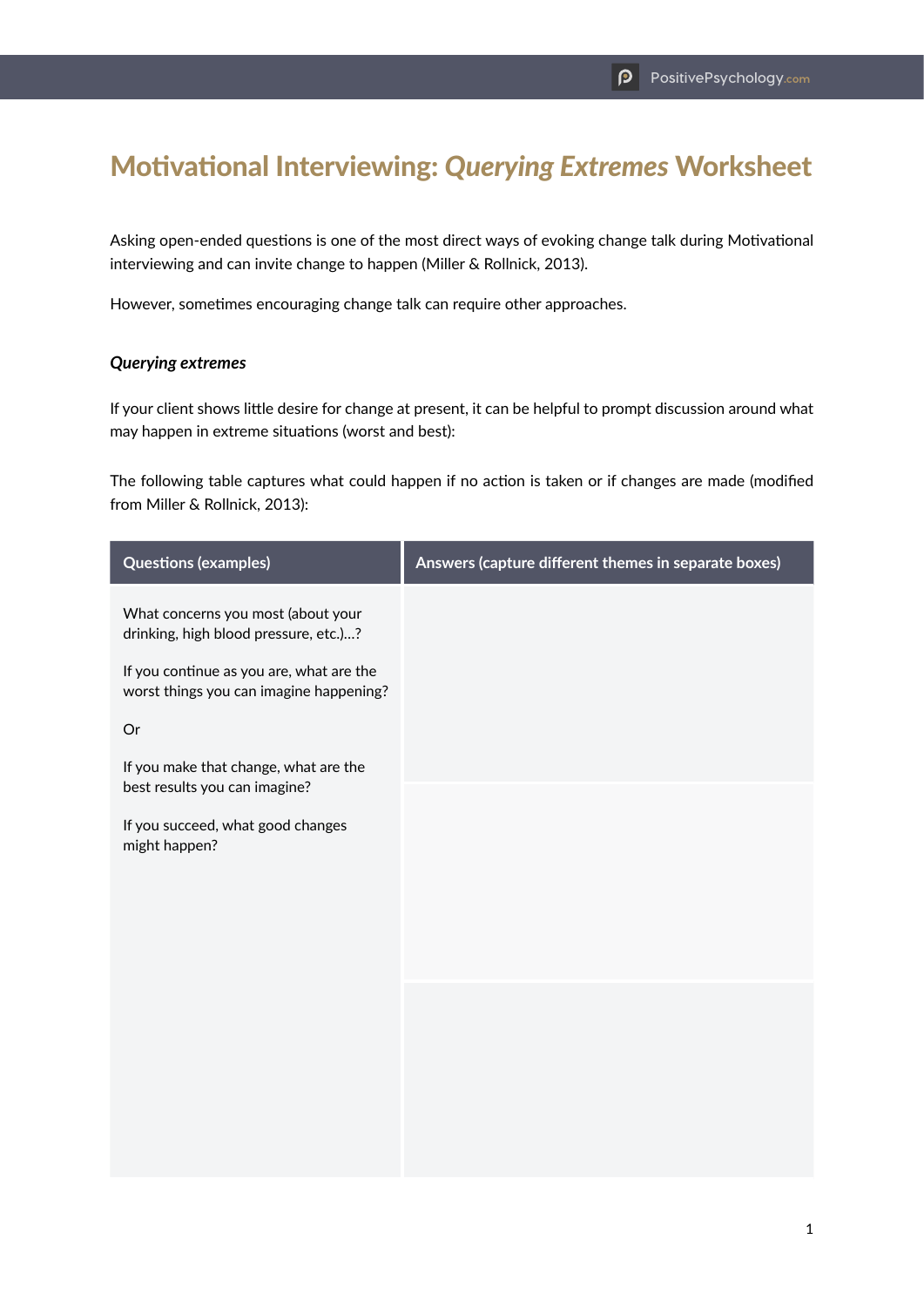# Motivational Interviewing: *Querying Extremes* Worksheet

Asking open-ended questions is one of the most direct ways of evoking change talk during Motivational interviewing and can invite change to happen (Miller & Rollnick, 2013).

However, sometimes encouraging change talk can require other approaches.

***Querying extremes***

If your client shows little desire for change at present, it can be helpful to prompt discussion around what may happen in extreme situations (worst and best):

The following table captures what could happen if no action is taken or if changes are made (modified from Miller & Rollnick, 2013):

| Questions (examples) | Answers (capture different themes in separate boxes) |
|---|---|
| What concerns you most (about your drinking, high blood pressure, etc.)...?<br><br>If you continue as you are, what are the worst things you can imagine happening?<br><br>Or<br><br>If you make that change, what are the best results you can imagine?<br><br>If you succeed, what good changes might happen? | |
| | |
| | |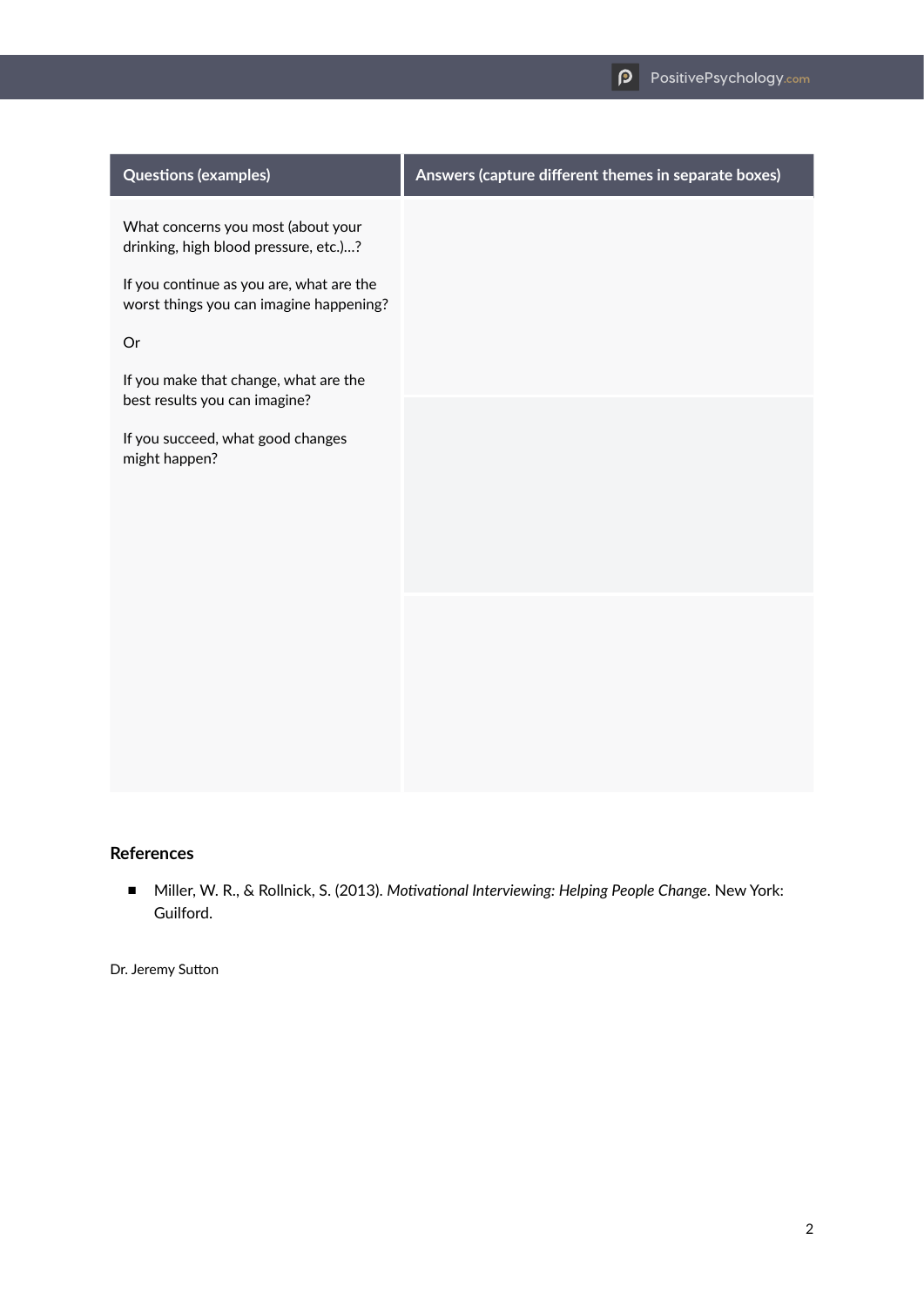| Questions (examples) | Answers (capture different themes in separate boxes) |
|---|---|
| What concerns you most (about your drinking, high blood pressure, etc.)...?<br><br>If you continue as you are, what are the worst things you can imagine happening?<br><br>Or<br><br>If you make that change, what are the best results you can imagine?<br><br>If you succeed, what good changes might happen? | |
| | |
| | |

## References

- Miller, W. R., & Rollnick, S. (2013). *Motivational Interviewing: Helping People Change*. New York: Guilford.

Dr. Jeremy Sutton